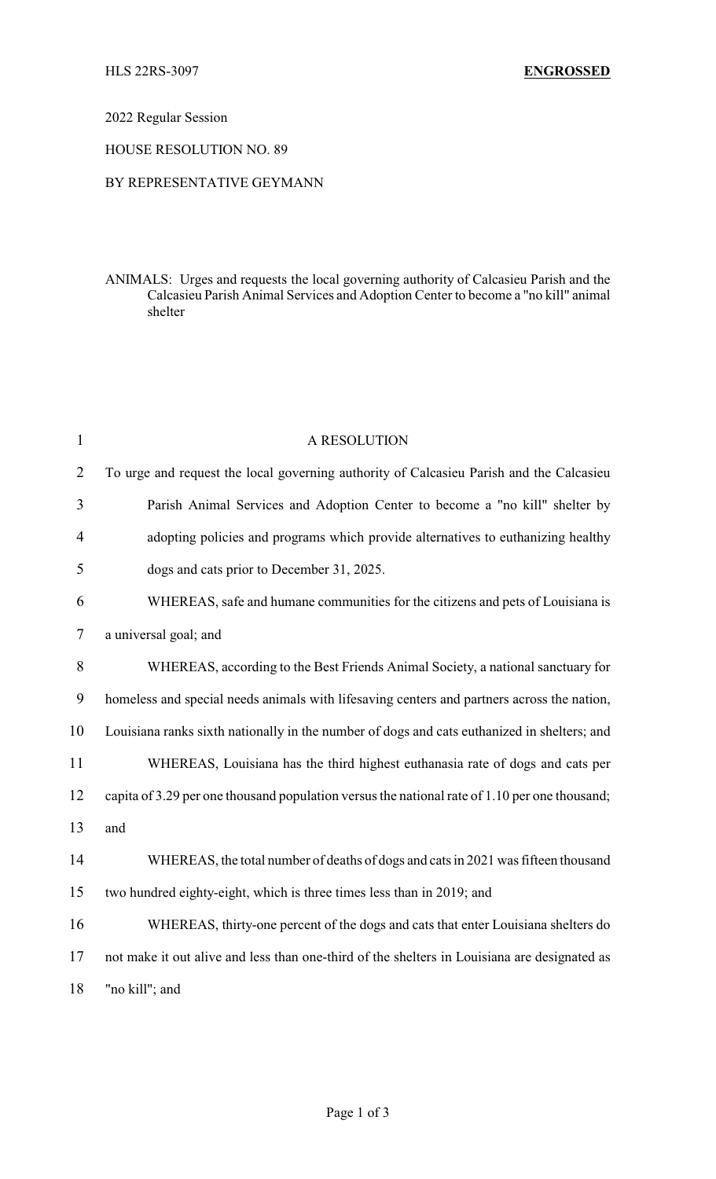HLS 22RS-3097 **ENGROSSED**

2022 Regular Session

HOUSE RESOLUTION NO. 89

BY REPRESENTATIVE GEYMANN

ANIMALS: Urges and requests the local governing authority of Calcasieu Parish and the Calcasieu Parish Animal Services and Adoption Center to become a "no kill" animal shelter

A RESOLUTION

To urge and request the local governing authority of Calcasieu Parish and the Calcasieu Parish Animal Services and Adoption Center to become a "no kill" shelter by adopting policies and programs which provide alternatives to euthanizing healthy dogs and cats prior to December 31, 2025.

WHEREAS, safe and humane communities for the citizens and pets of Louisiana is a universal goal; and

WHEREAS, according to the Best Friends Animal Society, a national sanctuary for homeless and special needs animals with lifesaving centers and partners across the nation, Louisiana ranks sixth nationally in the number of dogs and cats euthanized in shelters; and

WHEREAS, Louisiana has the third highest euthanasia rate of dogs and cats per capita of 3.29 per one thousand population versus the national rate of 1.10 per one thousand; and

WHEREAS, the total number of deaths of dogs and cats in 2021 was fifteen thousand two hundred eighty-eight, which is three times less than in 2019; and

WHEREAS, thirty-one percent of the dogs and cats that enter Louisiana shelters do not make it out alive and less than one-third of the shelters in Louisiana are designated as "no kill"; and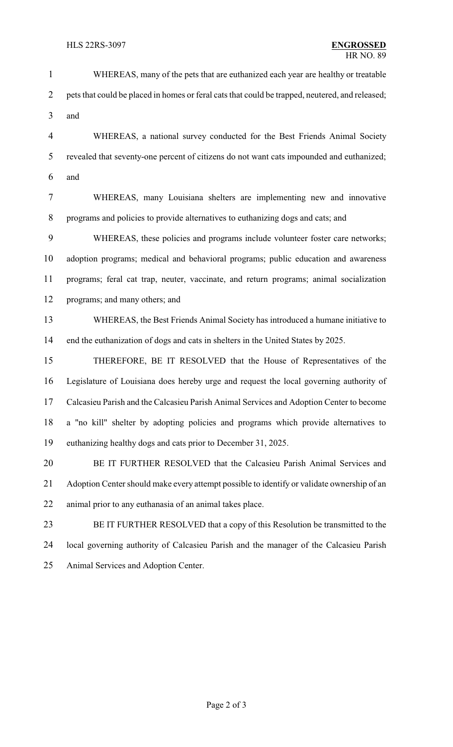WHEREAS, many of the pets that are euthanized each year are healthy or treatable pets that could be placed in homes or feral cats that could be trapped, neutered, and released; and

WHEREAS, a national survey conducted for the Best Friends Animal Society revealed that seventy-one percent of citizens do not want cats impounded and euthanized; and

WHEREAS, many Louisiana shelters are implementing new and innovative programs and policies to provide alternatives to euthanizing dogs and cats; and

WHEREAS, these policies and programs include volunteer foster care networks; adoption programs; medical and behavioral programs; public education and awareness programs; feral cat trap, neuter, vaccinate, and return programs; animal socialization programs; and many others; and

WHEREAS, the Best Friends Animal Society has introduced a humane initiative to end the euthanization of dogs and cats in shelters in the United States by 2025.

THEREFORE, BE IT RESOLVED that the House of Representatives of the Legislature of Louisiana does hereby urge and request the local governing authority of Calcasieu Parish and the Calcasieu Parish Animal Services and Adoption Center to become a "no kill" shelter by adopting policies and programs which provide alternatives to euthanizing healthy dogs and cats prior to December 31, 2025.

BE IT FURTHER RESOLVED that the Calcasieu Parish Animal Services and Adoption Center should make every attempt possible to identify or validate ownership of an animal prior to any euthanasia of an animal takes place.

BE IT FURTHER RESOLVED that a copy of this Resolution be transmitted to the local governing authority of Calcasieu Parish and the manager of the Calcasieu Parish Animal Services and Adoption Center.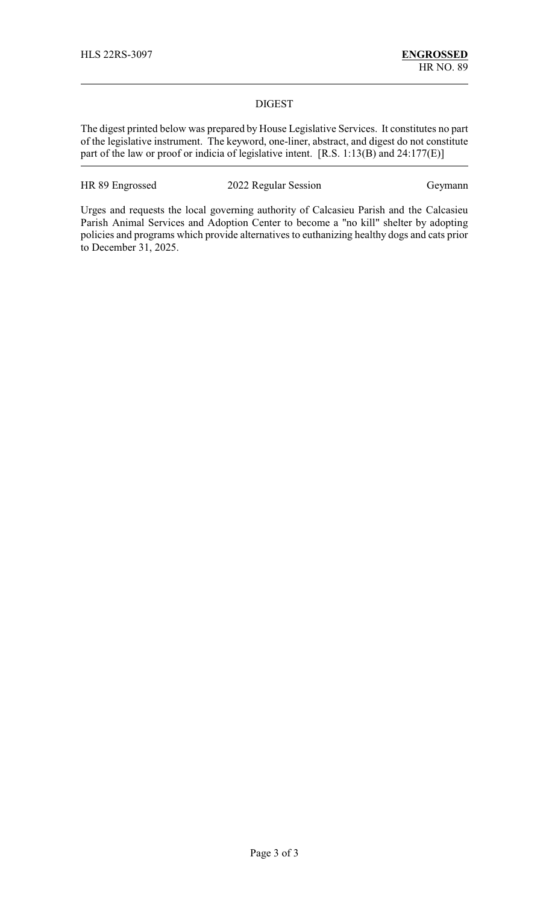## DIGEST

The digest printed below was prepared by House Legislative Services. It constitutes no part of the legislative instrument. The keyword, one-liner, abstract, and digest do not constitute part of the law or proof or indicia of legislative intent. [R.S. 1:13(B) and 24:177(E)]

HR 89 Engrossed — 2022 Regular Session — Geymann

Urges and requests the local governing authority of Calcasieu Parish and the Calcasieu Parish Animal Services and Adoption Center to become a "no kill" shelter by adopting policies and programs which provide alternatives to euthanizing healthy dogs and cats prior to December 31, 2025.